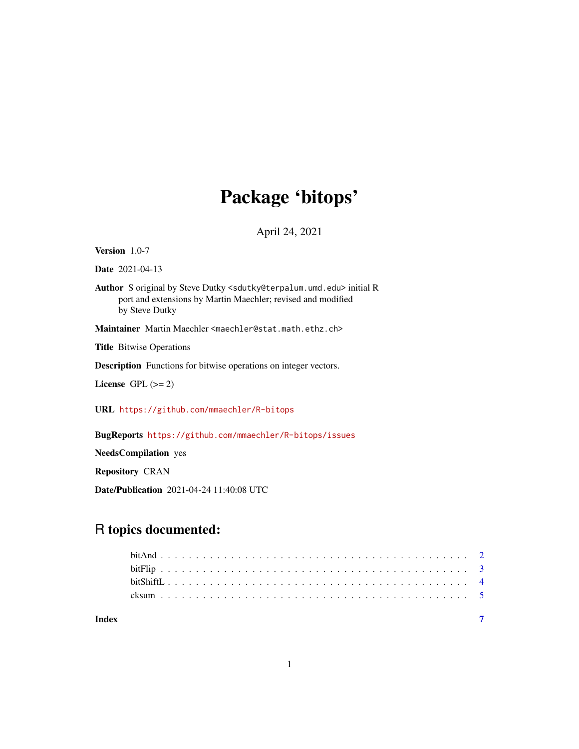# Package 'bitops'

April 24, 2021

**Version** 1.0-7

**Date** 2021-04-13

**Author** S original by Steve Dutky <sdutky@terpalum.umd.edu> initial R port and extensions by Martin Maechler; revised and modified by Steve Dutky

**Maintainer** Martin Maechler <maechler@stat.math.ethz.ch>

**Title** Bitwise Operations

**Description** Functions for bitwise operations on integer vectors.

**License** GPL (>= 2)

**URL** https://github.com/mmaechler/R-bitops

**BugReports** https://github.com/mmaechler/R-bitops/issues

**NeedsCompilation** yes

**Repository** CRAN

**Date/Publication** 2021-04-24 11:40:08 UTC

## R topics documented:

- bitAnd . . . . . . . . . . . . . . . . . . . . . . . . . . . . . . . . . . . . . . . . . . 2
- bitFlip . . . . . . . . . . . . . . . . . . . . . . . . . . . . . . . . . . . . . . . . . . 3
- bitShiftL . . . . . . . . . . . . . . . . . . . . . . . . . . . . . . . . . . . . . . . . . 4
- cksum . . . . . . . . . . . . . . . . . . . . . . . . . . . . . . . . . . . . . . . . . . 5

**Index** **7**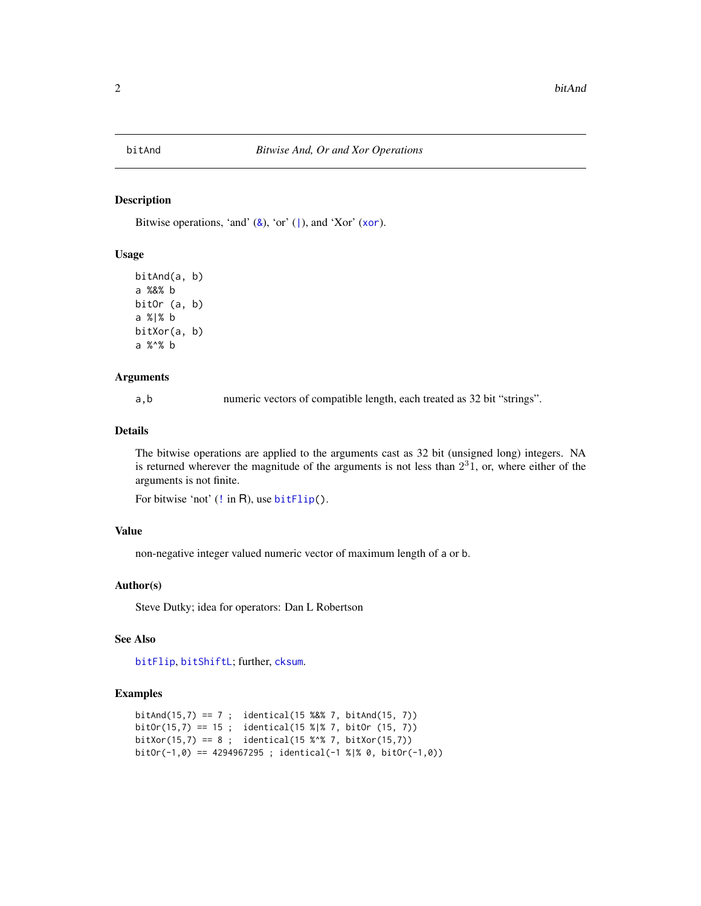bitAnd *Bitwise And, Or and Xor Operations*

## Description

Bitwise operations, 'and' (&), 'or' (|), and 'Xor' (xor).

## Usage

```
bitAnd(a, b)
a %&% b
bitOr (a, b)
a %|% b
bitXor(a, b)
a %^% b
```

## Arguments

a,b numeric vectors of compatible length, each treated as 32 bit "strings".

## Details

The bitwise operations are applied to the arguments cast as 32 bit (unsigned long) integers. NA is returned wherever the magnitude of the arguments is not less than $2^31$, or, where either of the arguments is not finite.

For bitwise 'not' (! in R), use bitFlip().

## Value

non-negative integer valued numeric vector of maximum length of a or b.

## Author(s)

Steve Dutky; idea for operators: Dan L Robertson

## See Also

bitFlip, bitShiftL; further, cksum.

## Examples

```
bitAnd(15,7) == 7 ;  identical(15 %&% 7, bitAnd(15, 7))
bitOr(15,7) == 15 ;  identical(15 %|% 7, bitOr (15, 7))
bitXor(15,7) == 8 ;  identical(15 %^% 7, bitXor(15,7))
bitOr(-1,0) == 4294967295 ; identical(-1 %|% 0, bitOr(-1,0))
```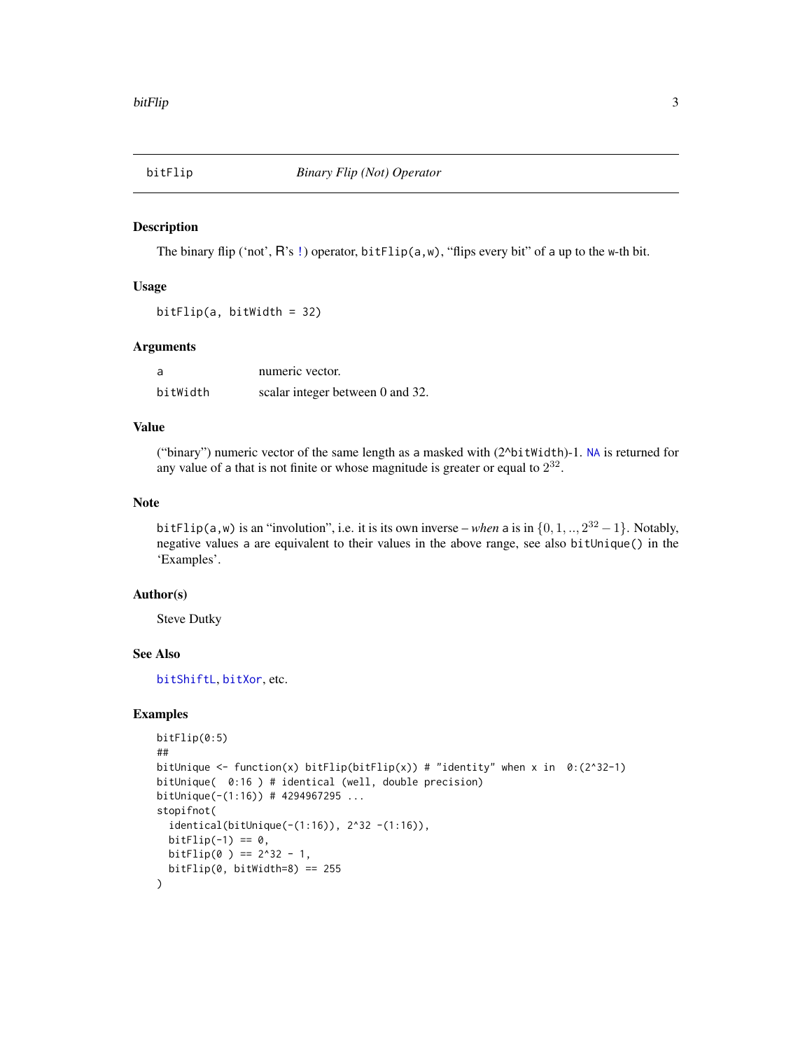# bitFlip — *Binary Flip (Not) Operator*

## Description

The binary flip ('not', R's !) operator, `bitFlip(a,w)`, "flips every bit" of `a` up to the `w`-th bit.

## Usage

```
bitFlip(a, bitWidth = 32)
```

## Arguments

| | |
|---|---|
| `a` | numeric vector. |
| `bitWidth` | scalar integer between 0 and 32. |

## Value

("binary") numeric vector of the same length as `a` masked with (2^`bitWidth`)-1. `NA` is returned for any value of `a` that is not finite or whose magnitude is greater or equal to $2^{32}$.

## Note

`bitFlip(a,w)` is an "involution", i.e. it is its own inverse – *when* `a` is in $\{0, 1, .., 2^{32} - 1\}$. Notably, negative values `a` are equivalent to their values in the above range, see also `bitUnique()` in the 'Examples'.

## Author(s)

Steve Dutky

## See Also

`bitShiftL`, `bitXor`, etc.

## Examples

```
bitFlip(0:5)
##
bitUnique <- function(x) bitFlip(bitFlip(x)) # "identity" when x in  0:(2^32-1)
bitUnique(  0:16 ) # identical (well, double precision)
bitUnique(-(1:16)) # 4294967295 ...
stopifnot(
  identical(bitUnique(-(1:16)), 2^32 -(1:16)),
  bitFlip(-1) == 0,
  bitFlip(0 ) == 2^32 - 1,
  bitFlip(0, bitWidth=8) == 255
)
```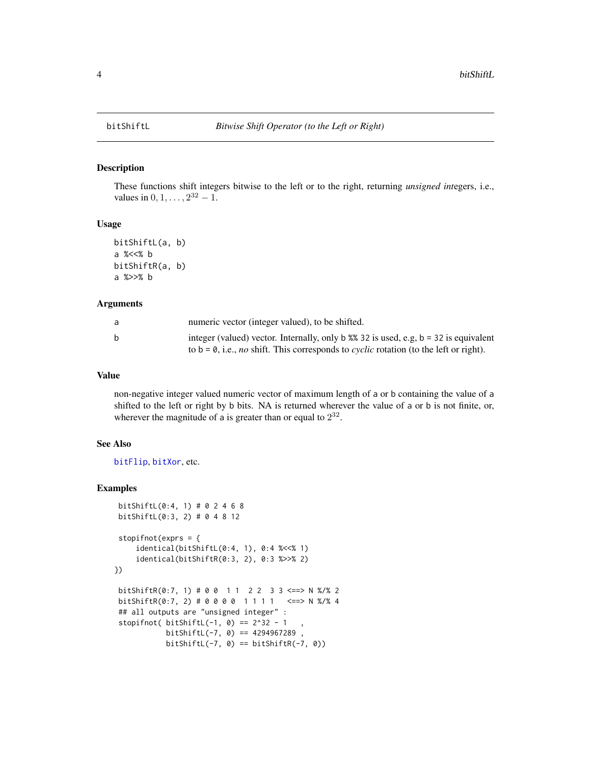# bitShiftL — *Bitwise Shift Operator (to the Left or Right)*

## Description

These functions shift integers bitwise to the left or to the right, returning *unsigned int*egers, i.e., values in $0, 1, \ldots, 2^{32} - 1$.

## Usage

```
bitShiftL(a, b)
a %<<% b
bitShiftR(a, b)
a %>>% b
```

## Arguments

| | |
|---|---|
| a | numeric vector (integer valued), to be shifted. |
| b | integer (valued) vector. Internally, only `b %% 32` is used, e.g, `b = 32` is equivalent to `b = 0`, i.e., *no* shift. This corresponds to *cyclic* rotation (to the left or right). |

## Value

non-negative integer valued numeric vector of maximum length of `a` or `b` containing the value of `a` shifted to the left or right by `b` bits. NA is returned wherever the value of `a` or `b` is not finite, or, wherever the magnitude of `a` is greater than or equal to $2^{32}$.

## See Also

bitFlip, bitXor, etc.

## Examples

```
 bitShiftL(0:4, 1) # 0 2 4 6 8
 bitShiftL(0:3, 2) # 0 4 8 12

 stopifnot(exprs = {
     identical(bitShiftL(0:4, 1), 0:4 %<<% 1)
     identical(bitShiftR(0:3, 2), 0:3 %>>% 2)
})

 bitShiftR(0:7, 1) # 0 0  1 1  2 2  3 3 <==> N %/% 2
 bitShiftR(0:7, 2) # 0 0 0 0  1 1 1 1   <==> N %/% 4
 ## all outputs are "unsigned integer" :
 stopifnot( bitShiftL(-1, 0) == 2^32 - 1   ,
           bitShiftL(-7, 0) == 4294967289 ,
           bitShiftL(-7, 0) == bitShiftR(-7, 0))
```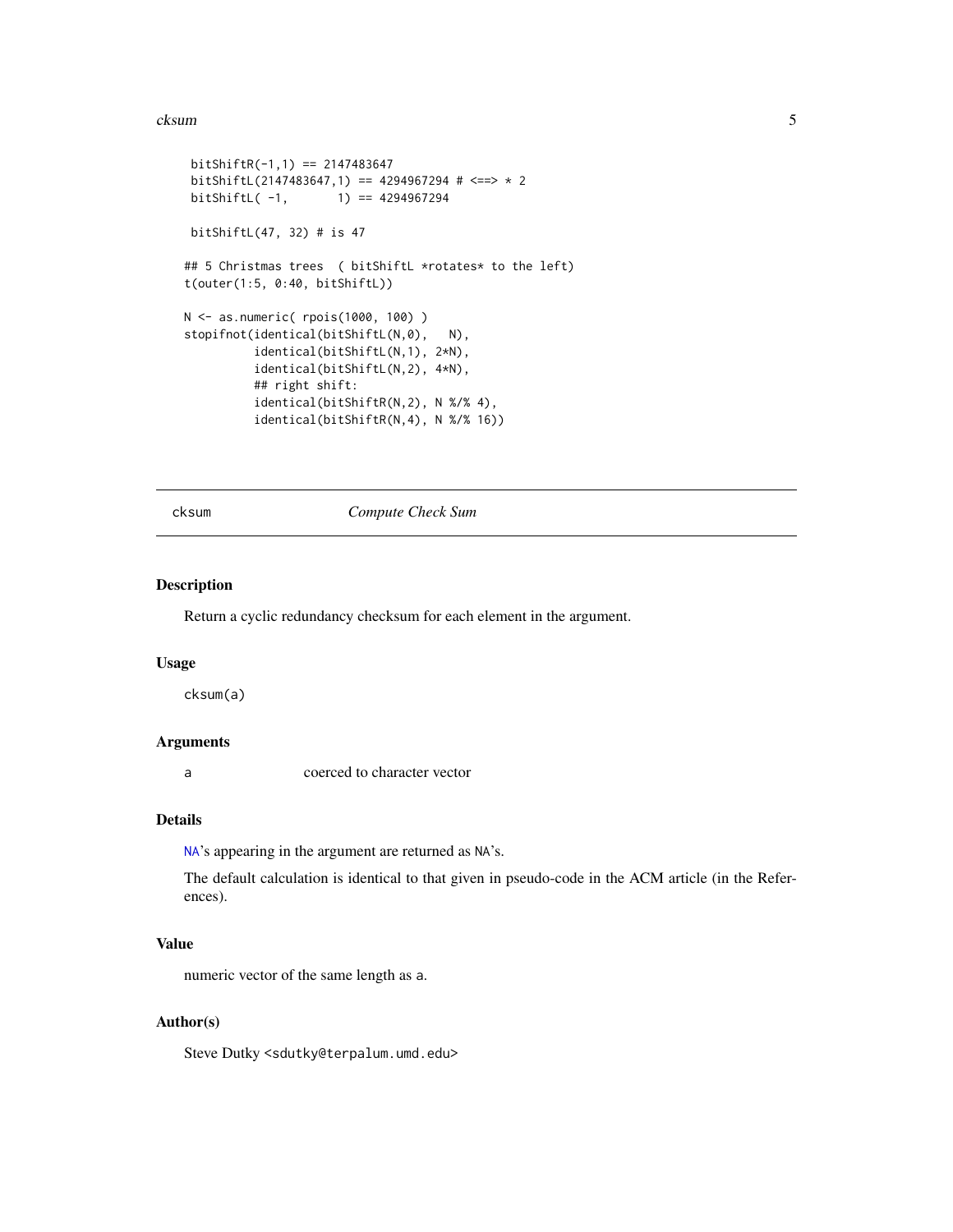```
 bitShiftR(-1,1) == 2147483647
 bitShiftL(2147483647,1) == 4294967294 # <==> * 2
 bitShiftL( -1,       1) == 4294967294

 bitShiftL(47, 32) # is 47

## 5 Christmas trees  ( bitShiftL *rotates* to the left)
t(outer(1:5, 0:40, bitShiftL))

N <- as.numeric( rpois(1000, 100) )
stopifnot(identical(bitShiftL(N,0),   N),
          identical(bitShiftL(N,1), 2*N),
          identical(bitShiftL(N,2), 4*N),
          ## right shift:
          identical(bitShiftR(N,2), N %/% 4),
          identical(bitShiftR(N,4), N %/% 16))
```

---

## cksum *Compute Check Sum*

---

### Description

Return a cyclic redundancy checksum for each element in the argument.

### Usage

```
cksum(a)
```

### Arguments

| | |
|---|---|
| a | coerced to character vector |

### Details

NA's appearing in the argument are returned as NA's.

The default calculation is identical to that given in pseudo-code in the ACM article (in the References).

### Value

numeric vector of the same length as a.

### Author(s)

Steve Dutky <sdutky@terpalum.umd.edu>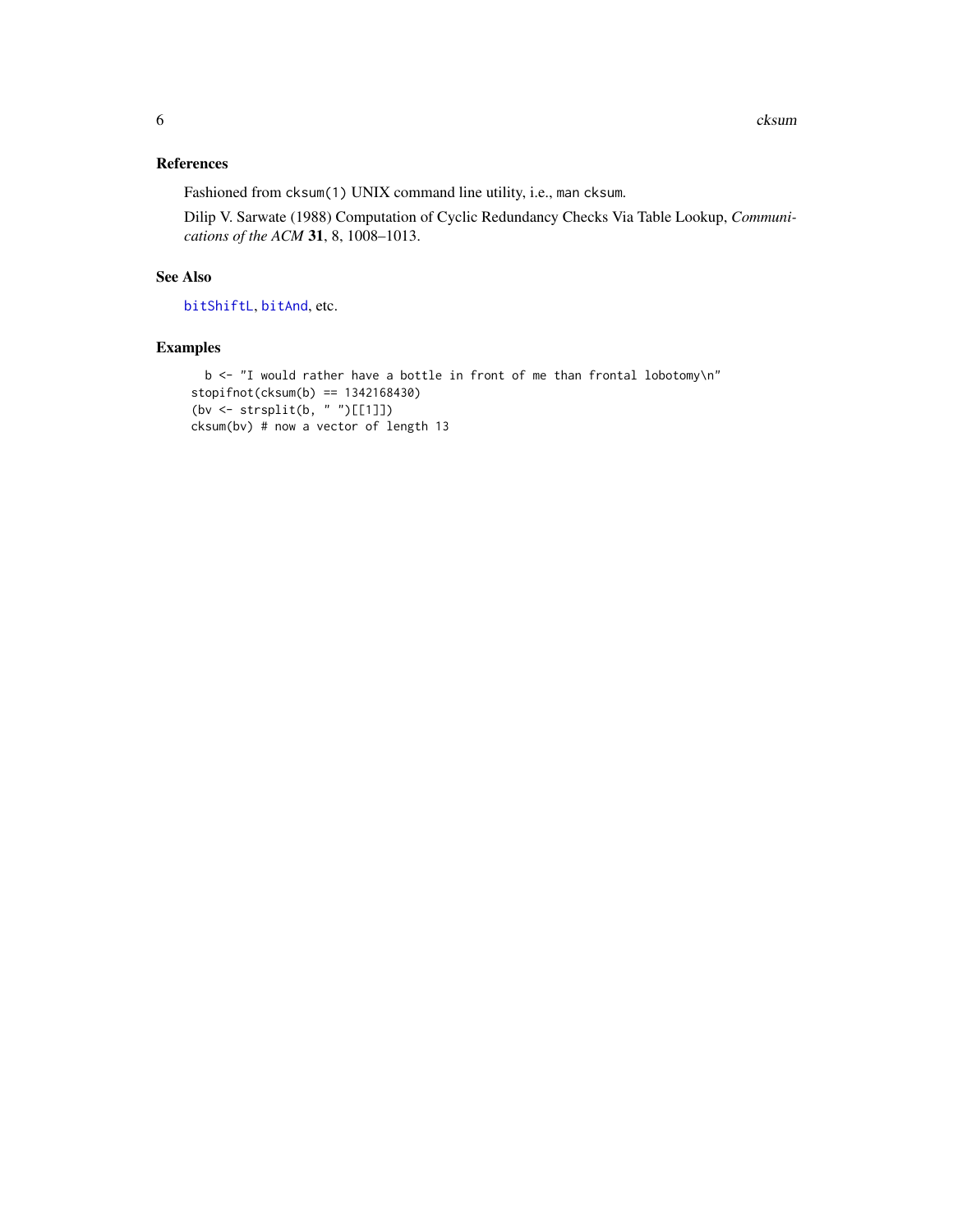## References

Fashioned from `cksum(1)` UNIX command line utility, i.e., `man cksum`.

Dilip V. Sarwate (1988) Computation of Cyclic Redundancy Checks Via Table Lookup, *Communications of the ACM* **31**, 8, 1008–1013.

## See Also

`bitShiftL`, `bitAnd`, etc.

## Examples

```
  b <- "I would rather have a bottle in front of me than frontal lobotomy\n"
stopifnot(cksum(b) == 1342168430)
(bv <- strsplit(b, " ")[[1]])
cksum(bv) # now a vector of length 13
```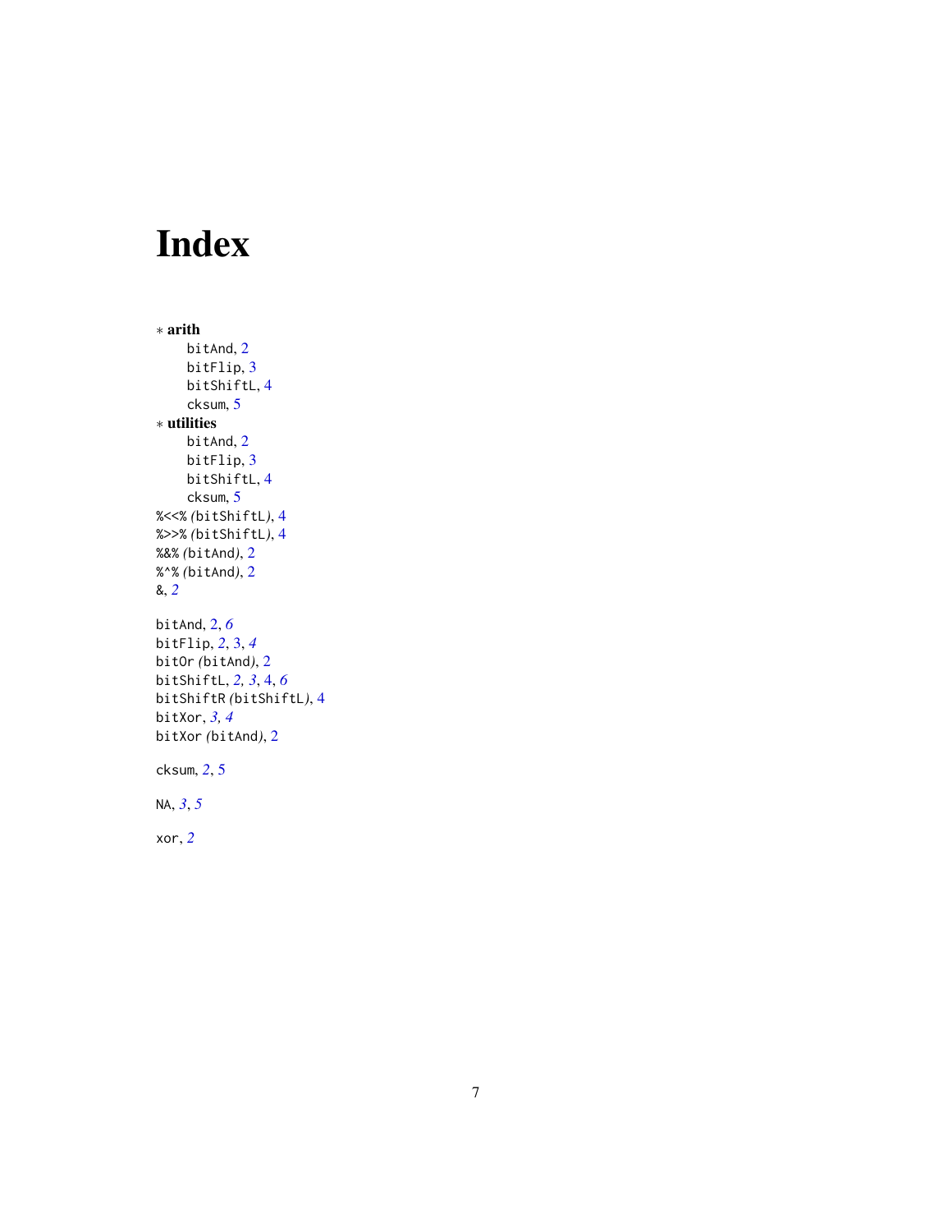# Index

∗ **arith**
  bitAnd, 2
  bitFlip, 3
  bitShiftL, 4
  cksum, 5

∗ **utilities**
  bitAnd, 2
  bitFlip, 3
  bitShiftL, 4
  cksum, 5

%<<% *(*bitShiftL*)*, 4
%>>% *(*bitShiftL*)*, 4
%&% *(*bitAnd*)*, 2
%^% *(*bitAnd*)*, 2
&, *2*

bitAnd, 2, *6*
bitFlip, *2*, 3, *4*
bitOr *(*bitAnd*)*, 2
bitShiftL, *2, 3*, 4, *6*
bitShiftR *(*bitShiftL*)*, 4
bitXor, *3, 4*
bitXor *(*bitAnd*)*, 2

cksum, *2*, 5

NA, *3*, *5*

xor, *2*